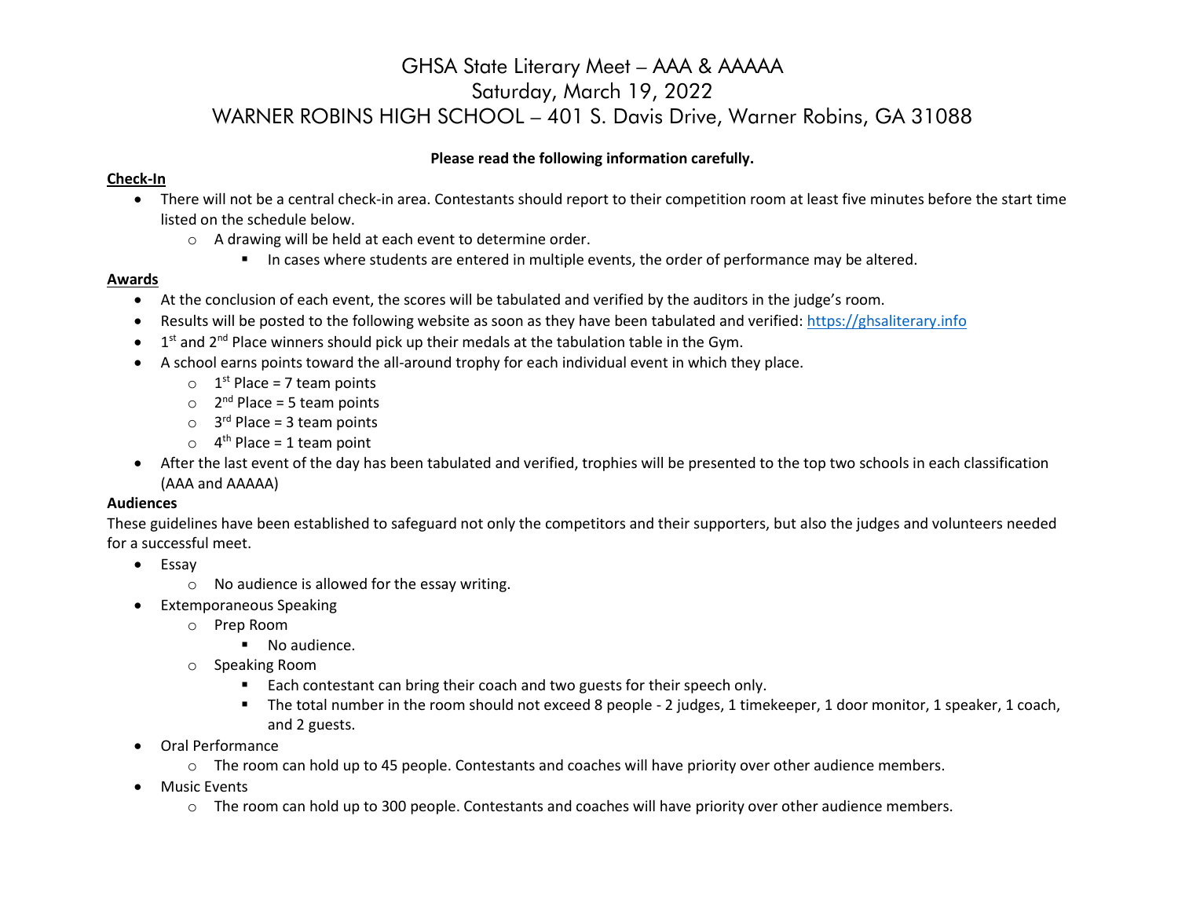# GHSA State Literary Meet – AAA & AAAAA
# Saturday, March 19, 2022
# WARNER ROBINS HIGH SCHOOL – 401 S. Davis Drive, Warner Robins, GA 31088

**Please read the following information carefully.**

## Check-In

- There will not be a central check-in area. Contestants should report to their competition room at least five minutes before the start time listed on the schedule below.
  - A drawing will be held at each event to determine order.
    - In cases where students are entered in multiple events, the order of performance may be altered.

## Awards

- At the conclusion of each event, the scores will be tabulated and verified by the auditors in the judge's room.
- Results will be posted to the following website as soon as they have been tabulated and verified: https://ghsaliterary.info
- 1st and 2nd Place winners should pick up their medals at the tabulation table in the Gym.
- A school earns points toward the all-around trophy for each individual event in which they place.
  - 1st Place = 7 team points
  - 2nd Place = 5 team points
  - 3rd Place = 3 team points
  - 4th Place = 1 team point
- After the last event of the day has been tabulated and verified, trophies will be presented to the top two schools in each classification (AAA and AAAAA)

**Audiences**

These guidelines have been established to safeguard not only the competitors and their supporters, but also the judges and volunteers needed for a successful meet.

- Essay
  - No audience is allowed for the essay writing.
- Extemporaneous Speaking
  - Prep Room
    - No audience.
  - Speaking Room
    - Each contestant can bring their coach and two guests for their speech only.
    - The total number in the room should not exceed 8 people - 2 judges, 1 timekeeper, 1 door monitor, 1 speaker, 1 coach, and 2 guests.
- Oral Performance
  - The room can hold up to 45 people. Contestants and coaches will have priority over other audience members.
- Music Events
  - The room can hold up to 300 people. Contestants and coaches will have priority over other audience members.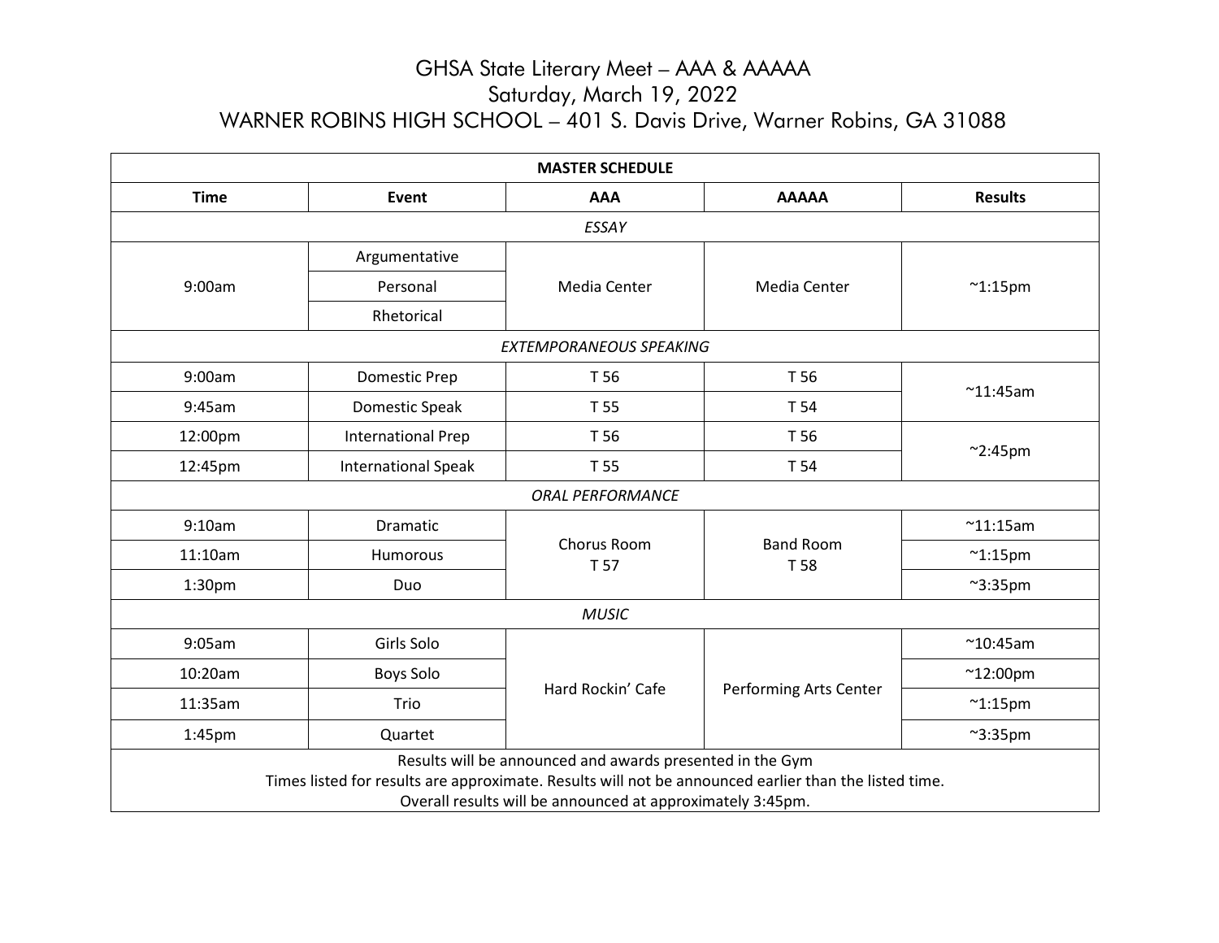# GHSA State Literary Meet – AAA & AAAAA

Saturday, March 19, 2022

WARNER ROBINS HIGH SCHOOL – 401 S. Davis Drive, Warner Robins, GA 31088

| MASTER SCHEDULE | | | | |
|---|---|---|---|---|
| **Time** | **Event** | **AAA** | **AAAAA** | **Results** |
| *ESSAY* | | | | |
| 9:00am | Argumentative | Media Center | Media Center | ~1:15pm |
| | Personal | | | |
| | Rhetorical | | | |
| *EXTEMPORANEOUS SPEAKING* | | | | |
| 9:00am | Domestic Prep | T 56 | T 56 | ~11:45am |
| 9:45am | Domestic Speak | T 55 | T 54 | |
| 12:00pm | International Prep | T 56 | T 56 | ~2:45pm |
| 12:45pm | International Speak | T 55 | T 54 | |
| *ORAL PERFORMANCE* | | | | |
| 9:10am | Dramatic | Chorus Room T 57 | Band Room T 58 | ~11:15am |
| 11:10am | Humorous | | | ~1:15pm |
| 1:30pm | Duo | | | ~3:35pm |
| *MUSIC* | | | | |
| 9:05am | Girls Solo | Hard Rockin' Cafe | Performing Arts Center | ~10:45am |
| 10:20am | Boys Solo | | | ~12:00pm |
| 11:35am | Trio | | | ~1:15pm |
| 1:45pm | Quartet | | | ~3:35pm |

Results will be announced and awards presented in the Gym

Times listed for results are approximate. Results will not be announced earlier than the listed time.

Overall results will be announced at approximately 3:45pm.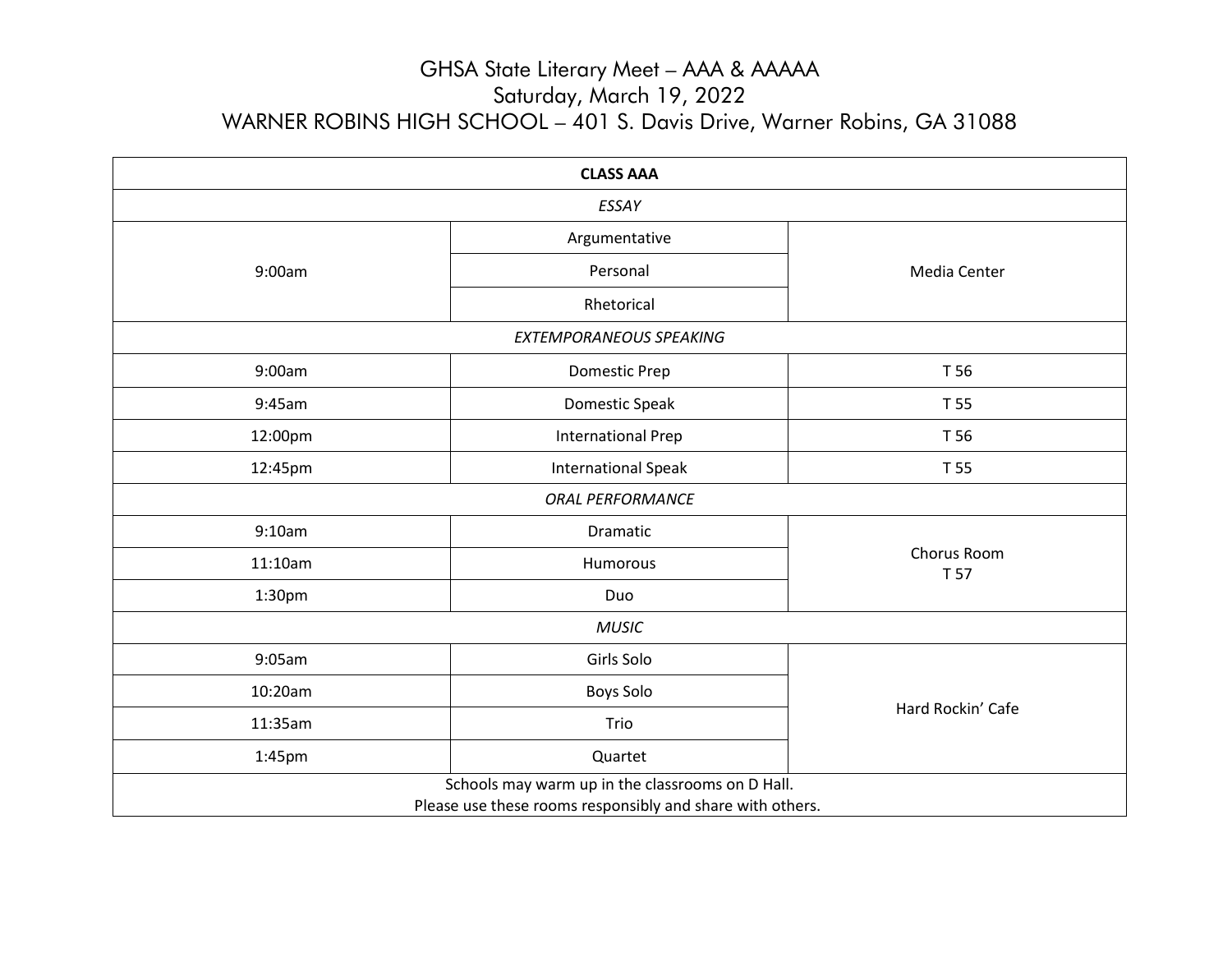# GHSA State Literary Meet – AAA & AAAAA

Saturday, March 19, 2022

WARNER ROBINS HIGH SCHOOL – 401 S. Davis Drive, Warner Robins, GA 31088

| **CLASS AAA** | | |
|---|---|---|
| *ESSAY* | | |
| 9:00am | Argumentative | Media Center |
| | Personal | |
| | Rhetorical | |
| *EXTEMPORANEOUS SPEAKING* | | |
| 9:00am | Domestic Prep | T 56 |
| 9:45am | Domestic Speak | T 55 |
| 12:00pm | International Prep | T 56 |
| 12:45pm | International Speak | T 55 |
| *ORAL PERFORMANCE* | | |
| 9:10am | Dramatic | Chorus Room T 57 |
| 11:10am | Humorous | |
| 1:30pm | Duo | |
| *MUSIC* | | |
| 9:05am | Girls Solo | Hard Rockin' Cafe |
| 10:20am | Boys Solo | |
| 11:35am | Trio | |
| 1:45pm | Quartet | |
| Schools may warm up in the classrooms on D Hall. Please use these rooms responsibly and share with others. | | |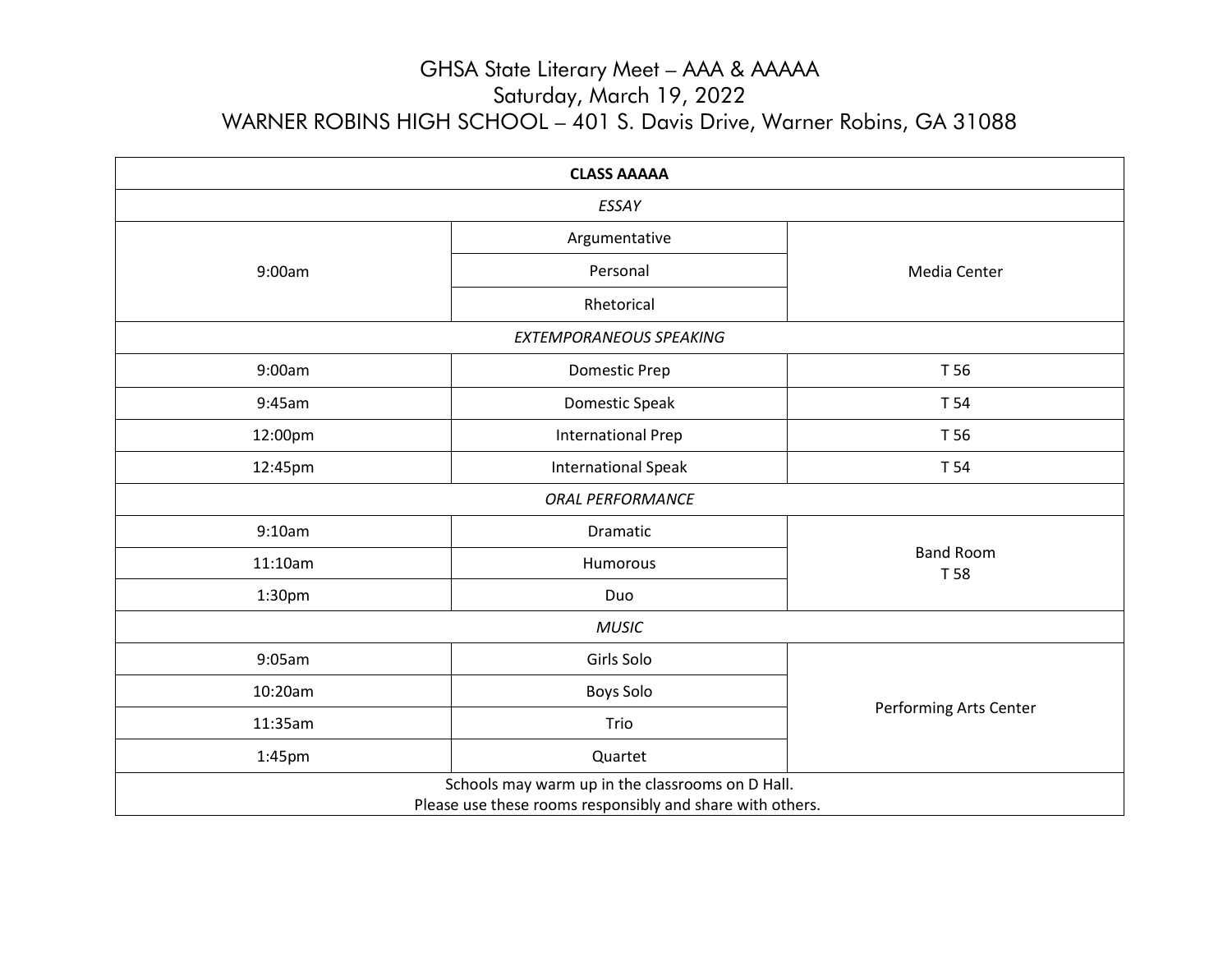GHSA State Literary Meet – AAA & AAAAA
Saturday, March 19, 2022
WARNER ROBINS HIGH SCHOOL – 401 S. Davis Drive, Warner Robins, GA 31088

| | | |
|---|---|---|
| **CLASS AAAAA** | | |
| *ESSAY* | | |
| 9:00am | Argumentative | Media Center |
| | Personal | |
| | Rhetorical | |
| *EXTEMPORANEOUS SPEAKING* | | |
| 9:00am | Domestic Prep | T 56 |
| 9:45am | Domestic Speak | T 54 |
| 12:00pm | International Prep | T 56 |
| 12:45pm | International Speak | T 54 |
| *ORAL PERFORMANCE* | | |
| 9:10am | Dramatic | Band Room T 58 |
| 11:10am | Humorous | |
| 1:30pm | Duo | |
| *MUSIC* | | |
| 9:05am | Girls Solo | Performing Arts Center |
| 10:20am | Boys Solo | |
| 11:35am | Trio | |
| 1:45pm | Quartet | |
| Schools may warm up in the classrooms on D Hall. Please use these rooms responsibly and share with others. | | |